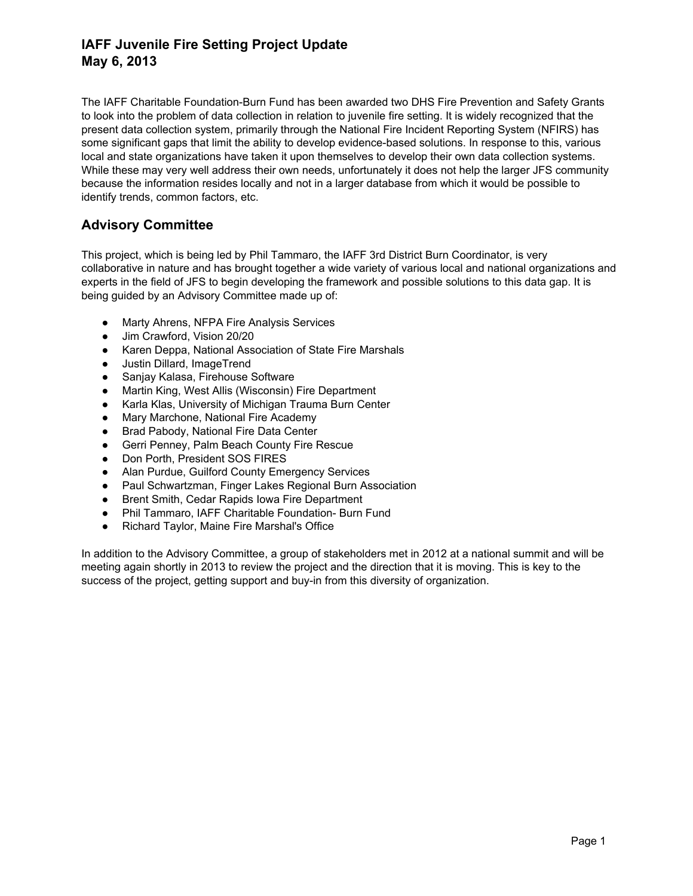# IAFF Juvenile Fire Setting Project Update
# May 6, 2013

The IAFF Charitable Foundation-Burn Fund has been awarded two DHS Fire Prevention and Safety Grants to look into the problem of data collection in relation to juvenile fire setting. It is widely recognized that the present data collection system, primarily through the National Fire Incident Reporting System (NFIRS) has some significant gaps that limit the ability to develop evidence-based solutions. In response to this, various local and state organizations have taken it upon themselves to develop their own data collection systems. While these may very well address their own needs, unfortunately it does not help the larger JFS community because the information resides locally and not in a larger database from which it would be possible to identify trends, common factors, etc.

## Advisory Committee

This project, which is being led by Phil Tammaro, the IAFF 3rd District Burn Coordinator, is very collaborative in nature and has brought together a wide variety of various local and national organizations and experts in the field of JFS to begin developing the framework and possible solutions to this data gap. It is being guided by an Advisory Committee made up of:

- Marty Ahrens, NFPA Fire Analysis Services
- Jim Crawford, Vision 20/20
- Karen Deppa, National Association of State Fire Marshals
- Justin Dillard, ImageTrend
- Sanjay Kalasa, Firehouse Software
- Martin King, West Allis (Wisconsin) Fire Department
- Karla Klas, University of Michigan Trauma Burn Center
- Mary Marchone, National Fire Academy
- Brad Pabody, National Fire Data Center
- Gerri Penney, Palm Beach County Fire Rescue
- Don Porth, President SOS FIRES
- Alan Purdue, Guilford County Emergency Services
- Paul Schwartzman, Finger Lakes Regional Burn Association
- Brent Smith, Cedar Rapids Iowa Fire Department
- Phil Tammaro, IAFF Charitable Foundation- Burn Fund
- Richard Taylor, Maine Fire Marshal's Office

In addition to the Advisory Committee, a group of stakeholders met in 2012 at a national summit and will be meeting again shortly in 2013 to review the project and the direction that it is moving. This is key to the success of the project, getting support and buy-in from this diversity of organization.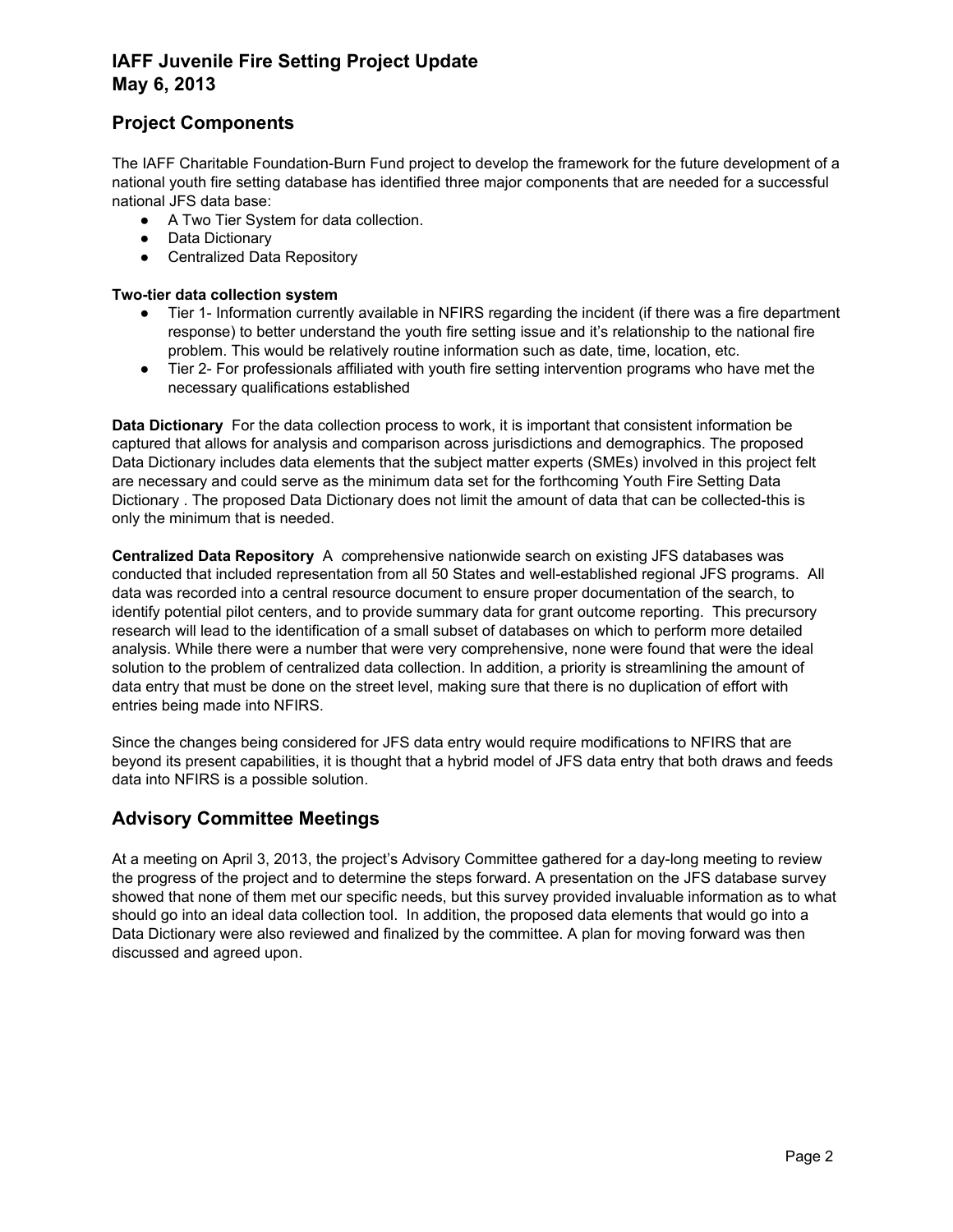# IAFF Juvenile Fire Setting Project Update
# May 6, 2013

## Project Components

The IAFF Charitable Foundation-Burn Fund project to develop the framework for the future development of a national youth fire setting database has identified three major components that are needed for a successful national JFS data base:

- A Two Tier System for data collection.
- Data Dictionary
- Centralized Data Repository

**Two-tier data collection system**

- Tier 1- Information currently available in NFIRS regarding the incident (if there was a fire department response) to better understand the youth fire setting issue and it's relationship to the national fire problem. This would be relatively routine information such as date, time, location, etc.
- Tier 2- For professionals affiliated with youth fire setting intervention programs who have met the necessary qualifications established

**Data Dictionary** For the data collection process to work, it is important that consistent information be captured that allows for analysis and comparison across jurisdictions and demographics. The proposed Data Dictionary includes data elements that the subject matter experts (SMEs) involved in this project felt are necessary and could serve as the minimum data set for the forthcoming Youth Fire Setting Data Dictionary . The proposed Data Dictionary does not limit the amount of data that can be collected-this is only the minimum that is needed.

**Centralized Data Repository** A *c*omprehensive nationwide search on existing JFS databases was conducted that included representation from all 50 States and well-established regional JFS programs. All data was recorded into a central resource document to ensure proper documentation of the search, to identify potential pilot centers, and to provide summary data for grant outcome reporting. This precursory research will lead to the identification of a small subset of databases on which to perform more detailed analysis. While there were a number that were very comprehensive, none were found that were the ideal solution to the problem of centralized data collection. In addition, a priority is streamlining the amount of data entry that must be done on the street level, making sure that there is no duplication of effort with entries being made into NFIRS.

Since the changes being considered for JFS data entry would require modifications to NFIRS that are beyond its present capabilities, it is thought that a hybrid model of JFS data entry that both draws and feeds data into NFIRS is a possible solution.

## Advisory Committee Meetings

At a meeting on April 3, 2013, the project's Advisory Committee gathered for a day-long meeting to review the progress of the project and to determine the steps forward. A presentation on the JFS database survey showed that none of them met our specific needs, but this survey provided invaluable information as to what should go into an ideal data collection tool. In addition, the proposed data elements that would go into a Data Dictionary were also reviewed and finalized by the committee. A plan for moving forward was then discussed and agreed upon.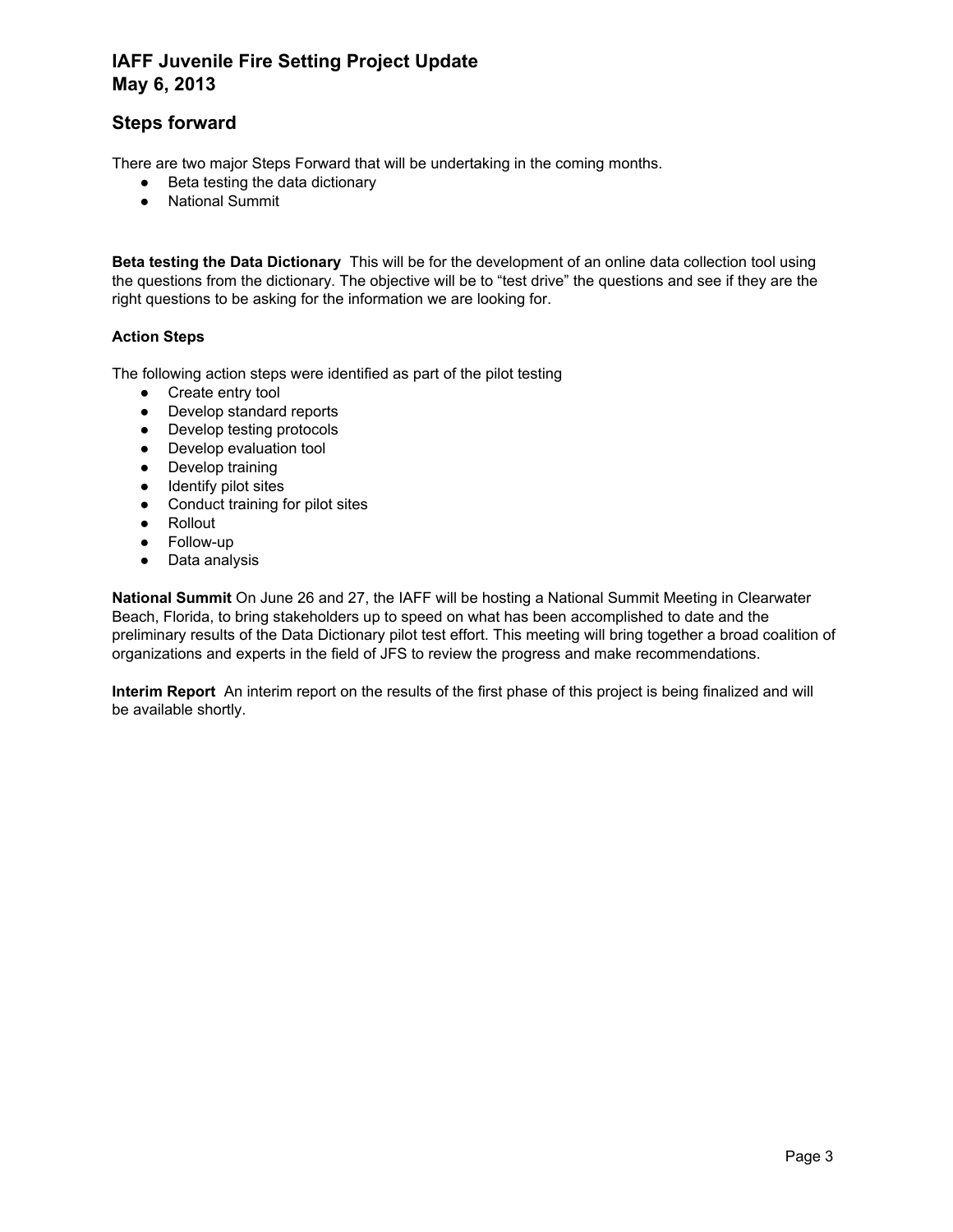# IAFF Juvenile Fire Setting Project Update
# May 6, 2013

## Steps forward

There are two major Steps Forward that will be undertaking in the coming months.

- Beta testing the data dictionary
- National Summit

**Beta testing the Data Dictionary** This will be for the development of an online data collection tool using the questions from the dictionary. The objective will be to "test drive" the questions and see if they are the right questions to be asking for the information we are looking for.

**Action Steps**

The following action steps were identified as part of the pilot testing

- Create entry tool
- Develop standard reports
- Develop testing protocols
- Develop evaluation tool
- Develop training
- Identify pilot sites
- Conduct training for pilot sites
- Rollout
- Follow-up
- Data analysis

**National Summit** On June 26 and 27, the IAFF will be hosting a National Summit Meeting in Clearwater Beach, Florida, to bring stakeholders up to speed on what has been accomplished to date and the preliminary results of the Data Dictionary pilot test effort. This meeting will bring together a broad coalition of organizations and experts in the field of JFS to review the progress and make recommendations.

**Interim Report** An interim report on the results of the first phase of this project is being finalized and will be available shortly.